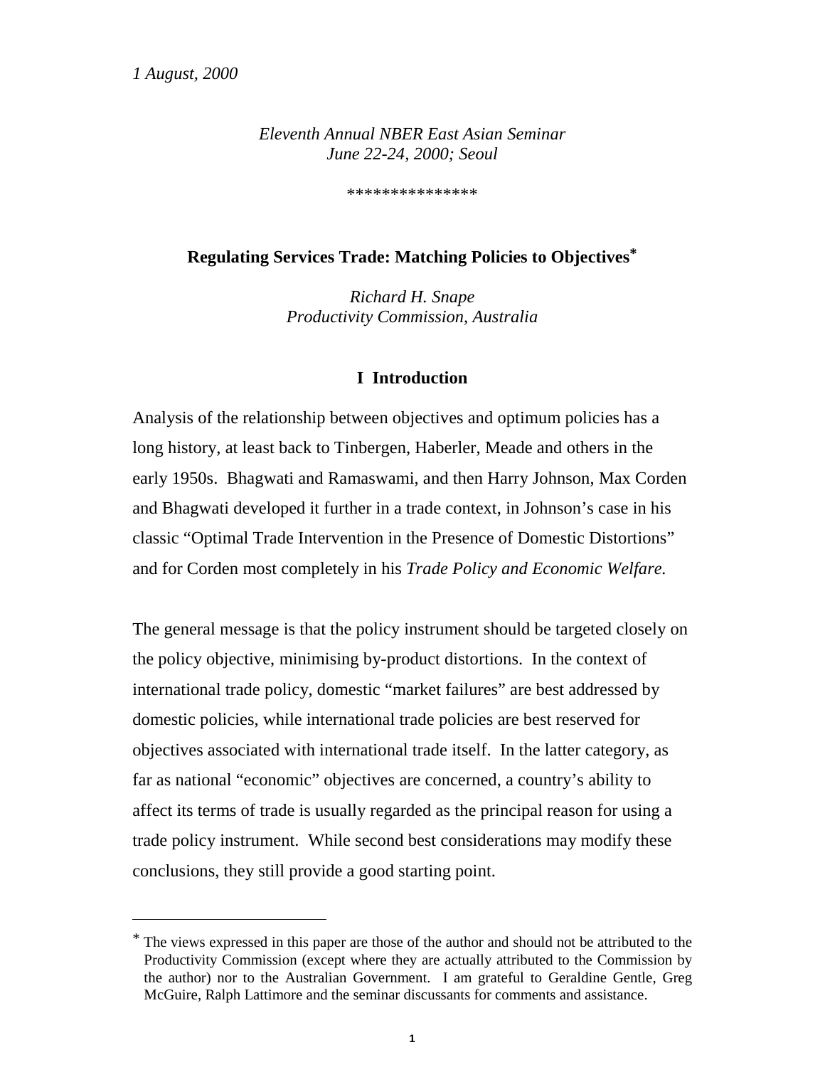*1 August, 2000*

*Eleventh Annual NBER East Asian Seminar*
*June 22-24, 2000; Seoul*

***************

# Regulating Services Trade: Matching Policies to Objectives*

*Richard H. Snape*
*Productivity Commission, Australia*

## I Introduction

Analysis of the relationship between objectives and optimum policies has a long history, at least back to Tinbergen, Haberler, Meade and others in the early 1950s. Bhagwati and Ramaswami, and then Harry Johnson, Max Corden and Bhagwati developed it further in a trade context, in Johnson's case in his classic "Optimal Trade Intervention in the Presence of Domestic Distortions" and for Corden most completely in his *Trade Policy and Economic Welfare.*

The general message is that the policy instrument should be targeted closely on the policy objective, minimising by-product distortions. In the context of international trade policy, domestic "market failures" are best addressed by domestic policies, while international trade policies are best reserved for objectives associated with international trade itself. In the latter category, as far as national "economic" objectives are concerned, a country's ability to affect its terms of trade is usually regarded as the principal reason for using a trade policy instrument. While second best considerations may modify these conclusions, they still provide a good starting point.

---

* The views expressed in this paper are those of the author and should not be attributed to the Productivity Commission (except where they are actually attributed to the Commission by the author) nor to the Australian Government. I am grateful to Geraldine Gentle, Greg McGuire, Ralph Lattimore and the seminar discussants for comments and assistance.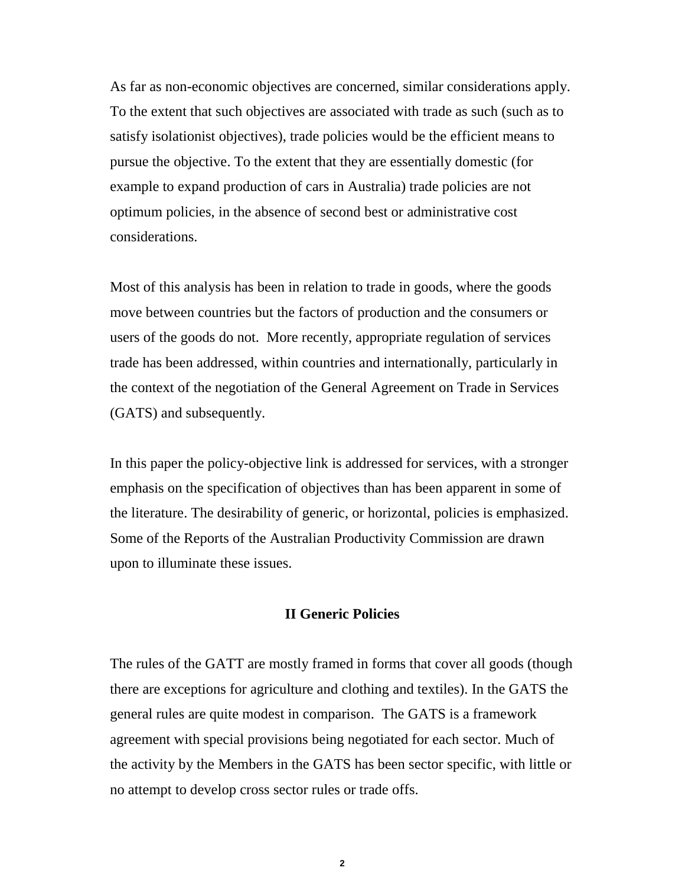As far as non-economic objectives are concerned, similar considerations apply. To the extent that such objectives are associated with trade as such (such as to satisfy isolationist objectives), trade policies would be the efficient means to pursue the objective. To the extent that they are essentially domestic (for example to expand production of cars in Australia) trade policies are not optimum policies, in the absence of second best or administrative cost considerations.

Most of this analysis has been in relation to trade in goods, where the goods move between countries but the factors of production and the consumers or users of the goods do not. More recently, appropriate regulation of services trade has been addressed, within countries and internationally, particularly in the context of the negotiation of the General Agreement on Trade in Services (GATS) and subsequently.

In this paper the policy-objective link is addressed for services, with a stronger emphasis on the specification of objectives than has been apparent in some of the literature. The desirability of generic, or horizontal, policies is emphasized. Some of the Reports of the Australian Productivity Commission are drawn upon to illuminate these issues.

## II Generic Policies

The rules of the GATT are mostly framed in forms that cover all goods (though there are exceptions for agriculture and clothing and textiles). In the GATS the general rules are quite modest in comparison. The GATS is a framework agreement with special provisions being negotiated for each sector. Much of the activity by the Members in the GATS has been sector specific, with little or no attempt to develop cross sector rules or trade offs.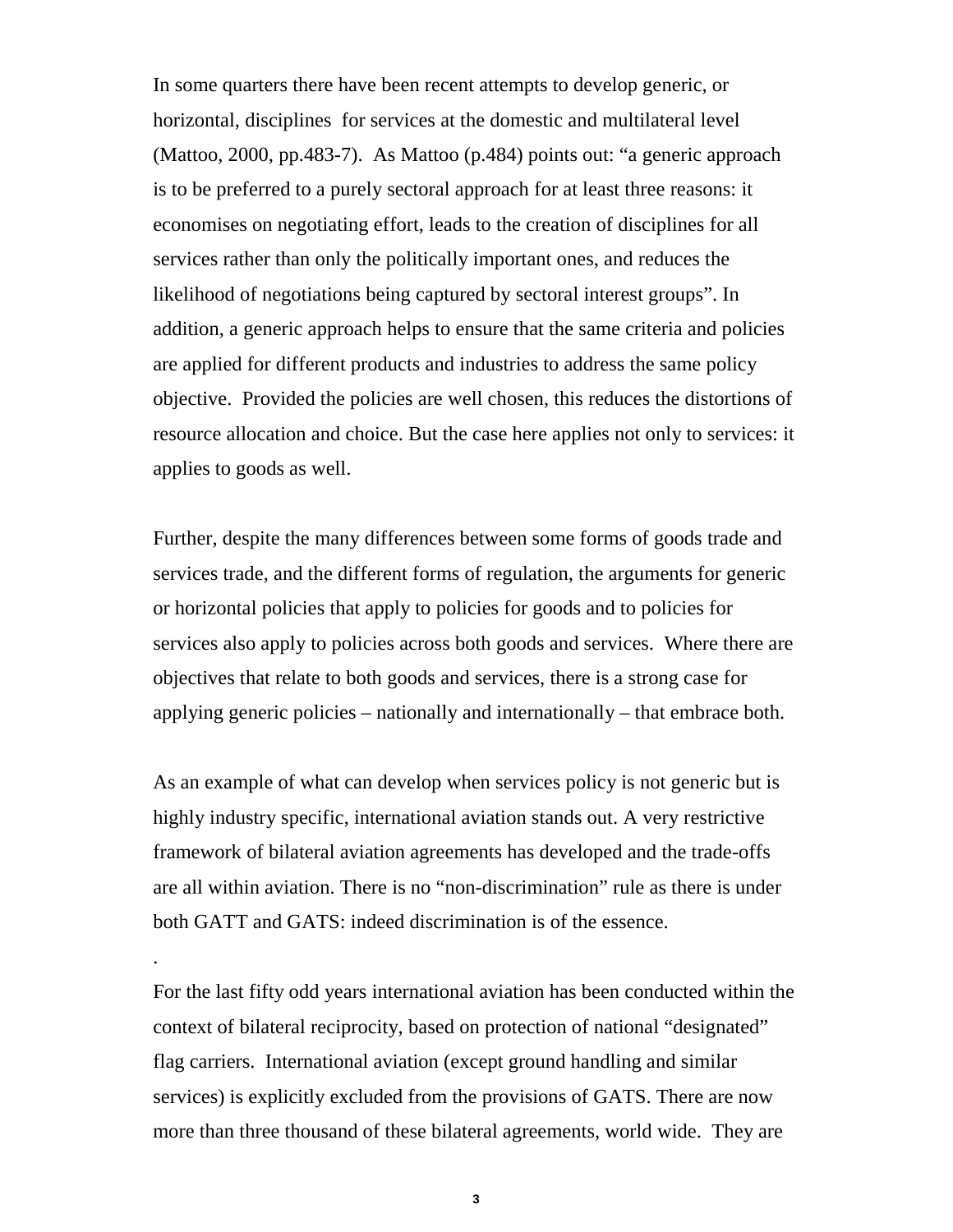In some quarters there have been recent attempts to develop generic, or horizontal, disciplines for services at the domestic and multilateral level (Mattoo, 2000, pp.483-7). As Mattoo (p.484) points out: "a generic approach is to be preferred to a purely sectoral approach for at least three reasons: it economises on negotiating effort, leads to the creation of disciplines for all services rather than only the politically important ones, and reduces the likelihood of negotiations being captured by sectoral interest groups". In addition, a generic approach helps to ensure that the same criteria and policies are applied for different products and industries to address the same policy objective. Provided the policies are well chosen, this reduces the distortions of resource allocation and choice. But the case here applies not only to services: it applies to goods as well.

Further, despite the many differences between some forms of goods trade and services trade, and the different forms of regulation, the arguments for generic or horizontal policies that apply to policies for goods and to policies for services also apply to policies across both goods and services. Where there are objectives that relate to both goods and services, there is a strong case for applying generic policies – nationally and internationally – that embrace both.

As an example of what can develop when services policy is not generic but is highly industry specific, international aviation stands out. A very restrictive framework of bilateral aviation agreements has developed and the trade-offs are all within aviation. There is no "non-discrimination" rule as there is under both GATT and GATS: indeed discrimination is of the essence.

.

For the last fifty odd years international aviation has been conducted within the context of bilateral reciprocity, based on protection of national "designated" flag carriers. International aviation (except ground handling and similar services) is explicitly excluded from the provisions of GATS. There are now more than three thousand of these bilateral agreements, world wide. They are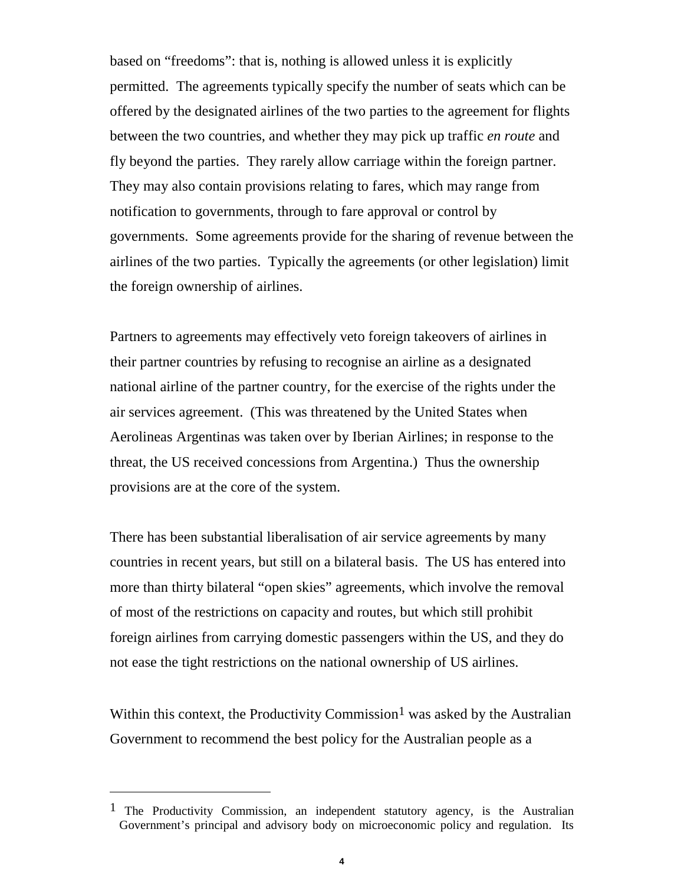based on "freedoms": that is, nothing is allowed unless it is explicitly permitted. The agreements typically specify the number of seats which can be offered by the designated airlines of the two parties to the agreement for flights between the two countries, and whether they may pick up traffic *en route* and fly beyond the parties. They rarely allow carriage within the foreign partner. They may also contain provisions relating to fares, which may range from notification to governments, through to fare approval or control by governments. Some agreements provide for the sharing of revenue between the airlines of the two parties. Typically the agreements (or other legislation) limit the foreign ownership of airlines.

Partners to agreements may effectively veto foreign takeovers of airlines in their partner countries by refusing to recognise an airline as a designated national airline of the partner country, for the exercise of the rights under the air services agreement. (This was threatened by the United States when Aerolineas Argentinas was taken over by Iberian Airlines; in response to the threat, the US received concessions from Argentina.) Thus the ownership provisions are at the core of the system.

There has been substantial liberalisation of air service agreements by many countries in recent years, but still on a bilateral basis. The US has entered into more than thirty bilateral "open skies" agreements, which involve the removal of most of the restrictions on capacity and routes, but which still prohibit foreign airlines from carrying domestic passengers within the US, and they do not ease the tight restrictions on the national ownership of US airlines.

Within this context, the Productivity Commission[1] was asked by the Australian Government to recommend the best policy for the Australian people as a

---

[1] The Productivity Commission, an independent statutory agency, is the Australian Government's principal and advisory body on microeconomic policy and regulation. Its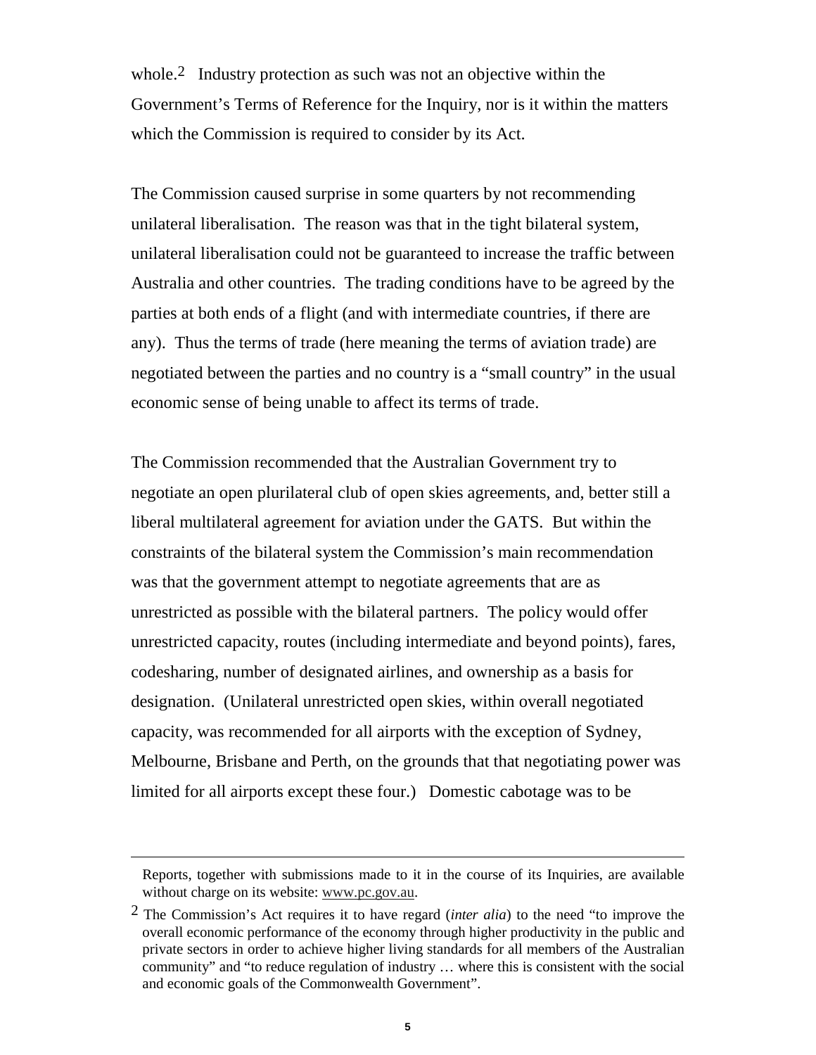whole.[2] Industry protection as such was not an objective within the Government's Terms of Reference for the Inquiry, nor is it within the matters which the Commission is required to consider by its Act.

The Commission caused surprise in some quarters by not recommending unilateral liberalisation. The reason was that in the tight bilateral system, unilateral liberalisation could not be guaranteed to increase the traffic between Australia and other countries. The trading conditions have to be agreed by the parties at both ends of a flight (and with intermediate countries, if there are any). Thus the terms of trade (here meaning the terms of aviation trade) are negotiated between the parties and no country is a "small country" in the usual economic sense of being unable to affect its terms of trade.

The Commission recommended that the Australian Government try to negotiate an open plurilateral club of open skies agreements, and, better still a liberal multilateral agreement for aviation under the GATS. But within the constraints of the bilateral system the Commission's main recommendation was that the government attempt to negotiate agreements that are as unrestricted as possible with the bilateral partners. The policy would offer unrestricted capacity, routes (including intermediate and beyond points), fares, codesharing, number of designated airlines, and ownership as a basis for designation. (Unilateral unrestricted open skies, within overall negotiated capacity, was recommended for all airports with the exception of Sydney, Melbourne, Brisbane and Perth, on the grounds that that negotiating power was limited for all airports except these four.) Domestic cabotage was to be

---

Reports, together with submissions made to it in the course of its Inquiries, are available without charge on its website: www.pc.gov.au.

[2] The Commission's Act requires it to have regard (*inter alia*) to the need "to improve the overall economic performance of the economy through higher productivity in the public and private sectors in order to achieve higher living standards for all members of the Australian community" and "to reduce regulation of industry … where this is consistent with the social and economic goals of the Commonwealth Government".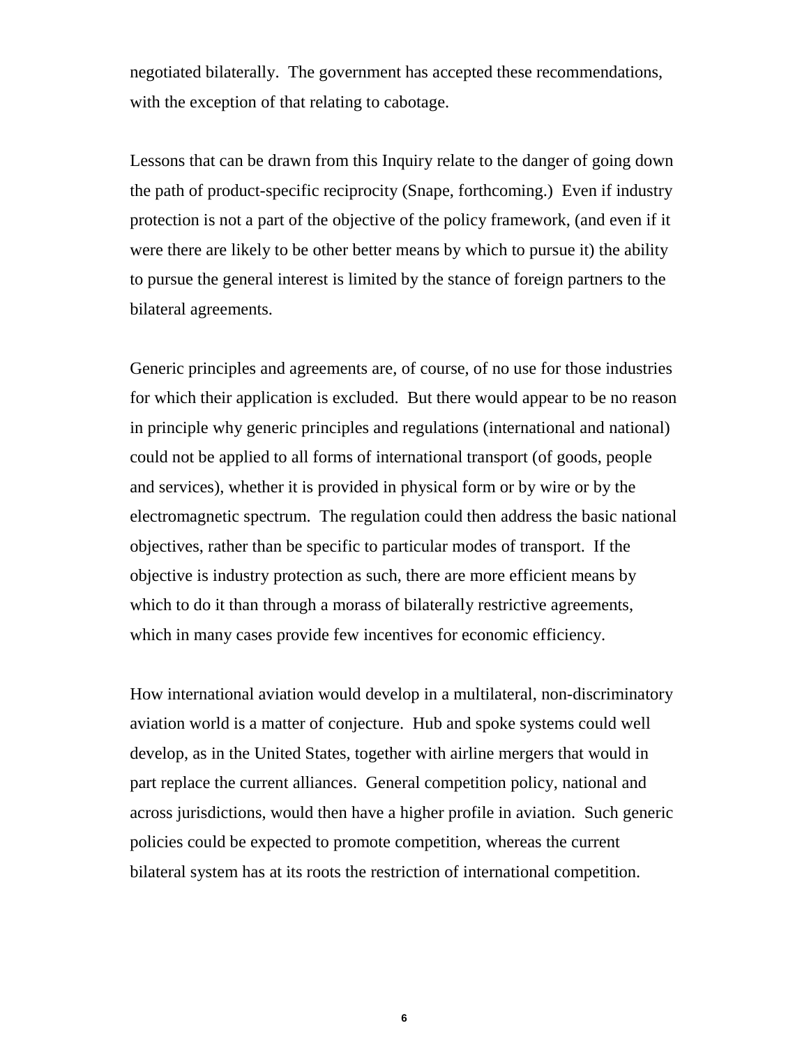negotiated bilaterally. The government has accepted these recommendations, with the exception of that relating to cabotage.

Lessons that can be drawn from this Inquiry relate to the danger of going down the path of product-specific reciprocity (Snape, forthcoming.) Even if industry protection is not a part of the objective of the policy framework, (and even if it were there are likely to be other better means by which to pursue it) the ability to pursue the general interest is limited by the stance of foreign partners to the bilateral agreements.

Generic principles and agreements are, of course, of no use for those industries for which their application is excluded. But there would appear to be no reason in principle why generic principles and regulations (international and national) could not be applied to all forms of international transport (of goods, people and services), whether it is provided in physical form or by wire or by the electromagnetic spectrum. The regulation could then address the basic national objectives, rather than be specific to particular modes of transport. If the objective is industry protection as such, there are more efficient means by which to do it than through a morass of bilaterally restrictive agreements, which in many cases provide few incentives for economic efficiency.

How international aviation would develop in a multilateral, non-discriminatory aviation world is a matter of conjecture. Hub and spoke systems could well develop, as in the United States, together with airline mergers that would in part replace the current alliances. General competition policy, national and across jurisdictions, would then have a higher profile in aviation. Such generic policies could be expected to promote competition, whereas the current bilateral system has at its roots the restriction of international competition.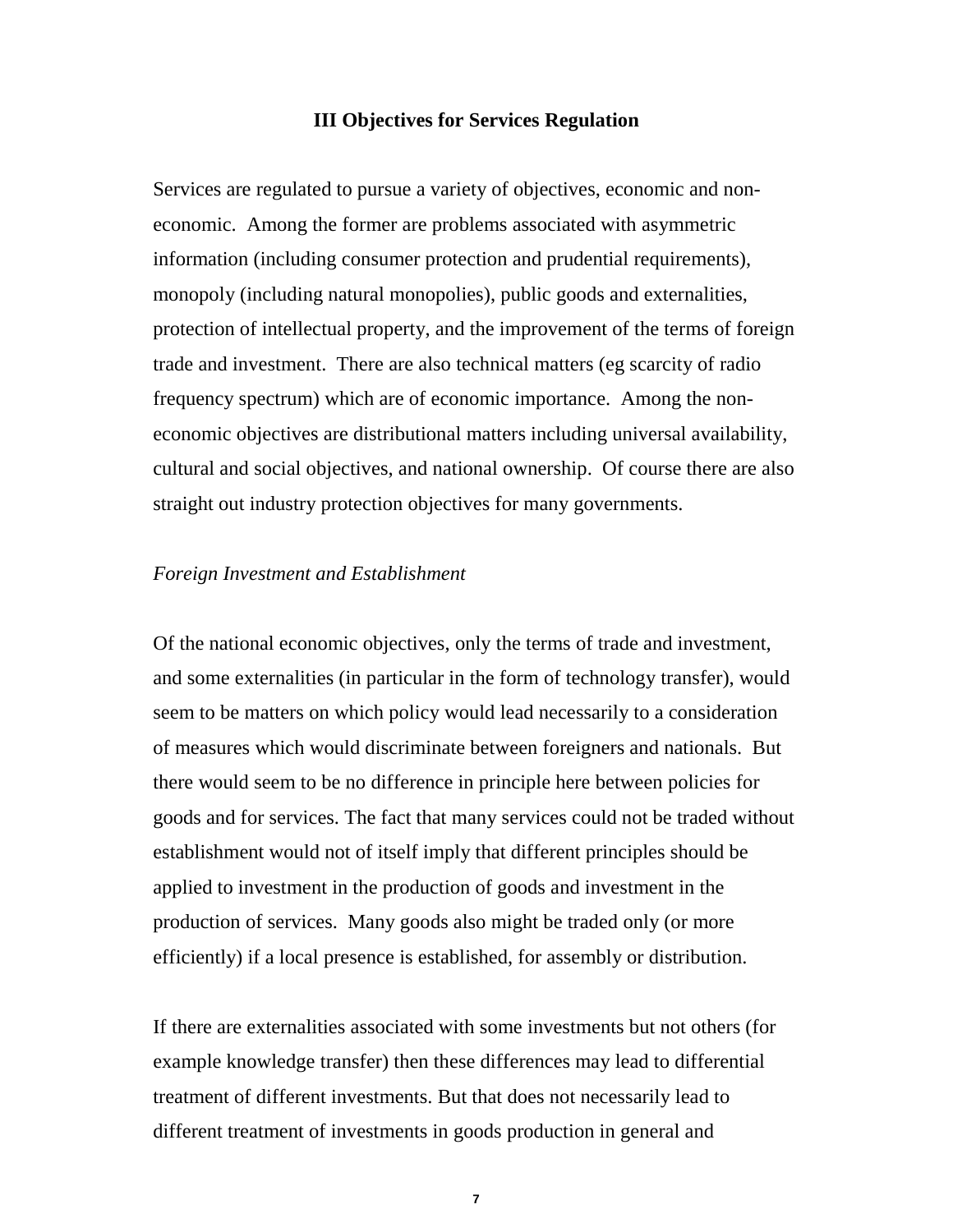## III Objectives for Services Regulation

Services are regulated to pursue a variety of objectives, economic and non-economic. Among the former are problems associated with asymmetric information (including consumer protection and prudential requirements), monopoly (including natural monopolies), public goods and externalities, protection of intellectual property, and the improvement of the terms of foreign trade and investment. There are also technical matters (eg scarcity of radio frequency spectrum) which are of economic importance. Among the non-economic objectives are distributional matters including universal availability, cultural and social objectives, and national ownership. Of course there are also straight out industry protection objectives for many governments.

*Foreign Investment and Establishment*

Of the national economic objectives, only the terms of trade and investment, and some externalities (in particular in the form of technology transfer), would seem to be matters on which policy would lead necessarily to a consideration of measures which would discriminate between foreigners and nationals. But there would seem to be no difference in principle here between policies for goods and for services. The fact that many services could not be traded without establishment would not of itself imply that different principles should be applied to investment in the production of goods and investment in the production of services. Many goods also might be traded only (or more efficiently) if a local presence is established, for assembly or distribution.

If there are externalities associated with some investments but not others (for example knowledge transfer) then these differences may lead to differential treatment of different investments. But that does not necessarily lead to different treatment of investments in goods production in general and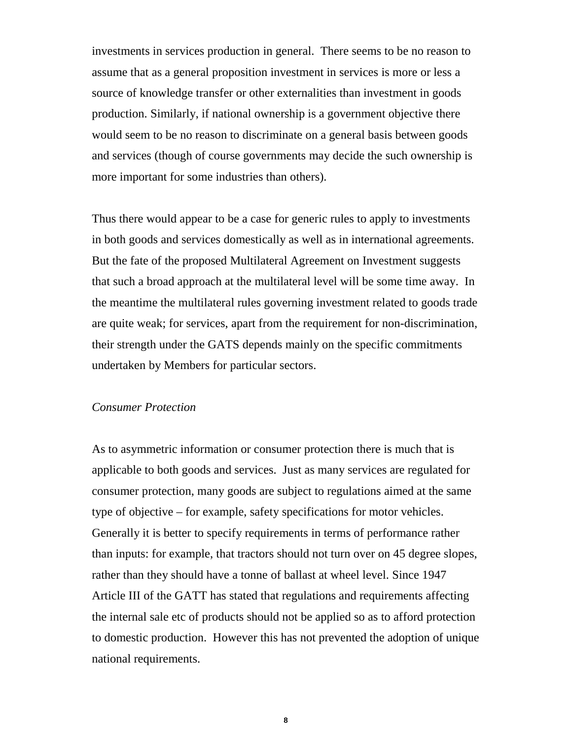investments in services production in general. There seems to be no reason to assume that as a general proposition investment in services is more or less a source of knowledge transfer or other externalities than investment in goods production. Similarly, if national ownership is a government objective there would seem to be no reason to discriminate on a general basis between goods and services (though of course governments may decide the such ownership is more important for some industries than others).

Thus there would appear to be a case for generic rules to apply to investments in both goods and services domestically as well as in international agreements. But the fate of the proposed Multilateral Agreement on Investment suggests that such a broad approach at the multilateral level will be some time away. In the meantime the multilateral rules governing investment related to goods trade are quite weak; for services, apart from the requirement for non-discrimination, their strength under the GATS depends mainly on the specific commitments undertaken by Members for particular sectors.

*Consumer Protection*

As to asymmetric information or consumer protection there is much that is applicable to both goods and services. Just as many services are regulated for consumer protection, many goods are subject to regulations aimed at the same type of objective – for example, safety specifications for motor vehicles. Generally it is better to specify requirements in terms of performance rather than inputs: for example, that tractors should not turn over on 45 degree slopes, rather than they should have a tonne of ballast at wheel level. Since 1947 Article III of the GATT has stated that regulations and requirements affecting the internal sale etc of products should not be applied so as to afford protection to domestic production. However this has not prevented the adoption of unique national requirements.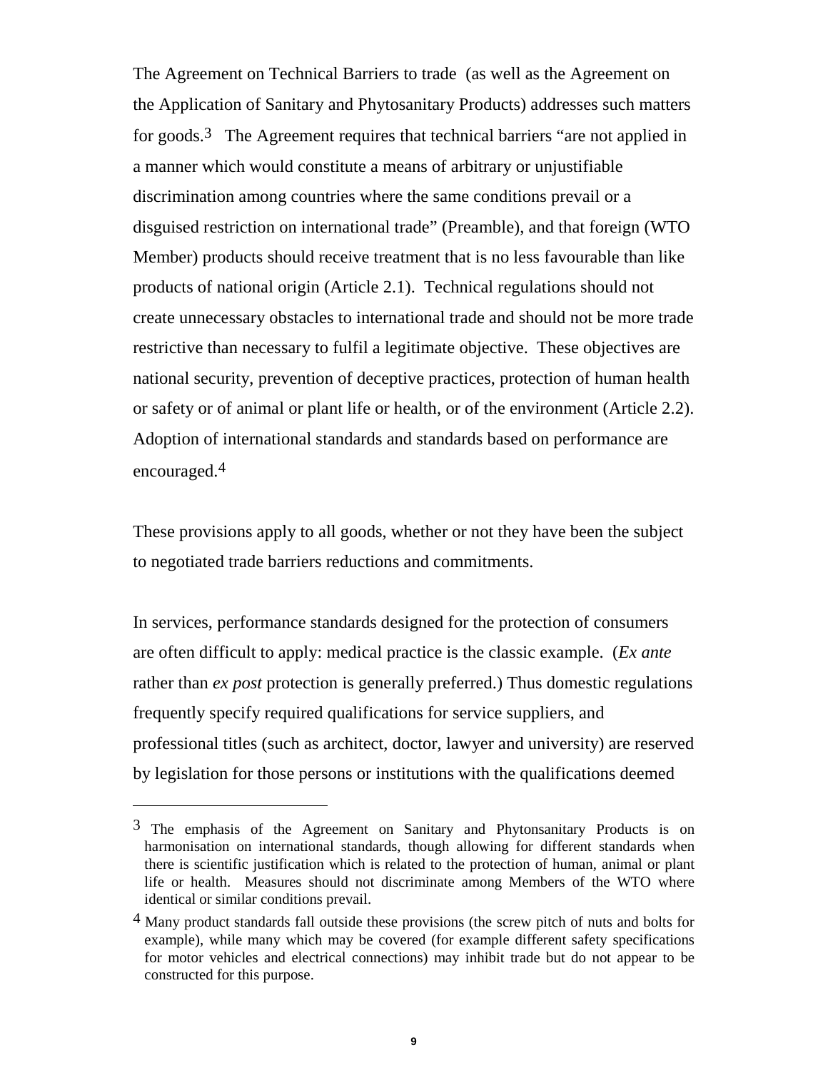The Agreement on Technical Barriers to trade (as well as the Agreement on the Application of Sanitary and Phytosanitary Products) addresses such matters for goods.[3] The Agreement requires that technical barriers "are not applied in a manner which would constitute a means of arbitrary or unjustifiable discrimination among countries where the same conditions prevail or a disguised restriction on international trade" (Preamble), and that foreign (WTO Member) products should receive treatment that is no less favourable than like products of national origin (Article 2.1). Technical regulations should not create unnecessary obstacles to international trade and should not be more trade restrictive than necessary to fulfil a legitimate objective. These objectives are national security, prevention of deceptive practices, protection of human health or safety or of animal or plant life or health, or of the environment (Article 2.2). Adoption of international standards and standards based on performance are encouraged.[4]

These provisions apply to all goods, whether or not they have been the subject to negotiated trade barriers reductions and commitments.

In services, performance standards designed for the protection of consumers are often difficult to apply: medical practice is the classic example. (*Ex ante* rather than *ex post* protection is generally preferred.) Thus domestic regulations frequently specify required qualifications for service suppliers, and professional titles (such as architect, doctor, lawyer and university) are reserved by legislation for those persons or institutions with the qualifications deemed

---

[3] The emphasis of the Agreement on Sanitary and Phytonsanitary Products is on harmonisation on international standards, though allowing for different standards when there is scientific justification which is related to the protection of human, animal or plant life or health. Measures should not discriminate among Members of the WTO where identical or similar conditions prevail.

[4] Many product standards fall outside these provisions (the screw pitch of nuts and bolts for example), while many which may be covered (for example different safety specifications for motor vehicles and electrical connections) may inhibit trade but do not appear to be constructed for this purpose.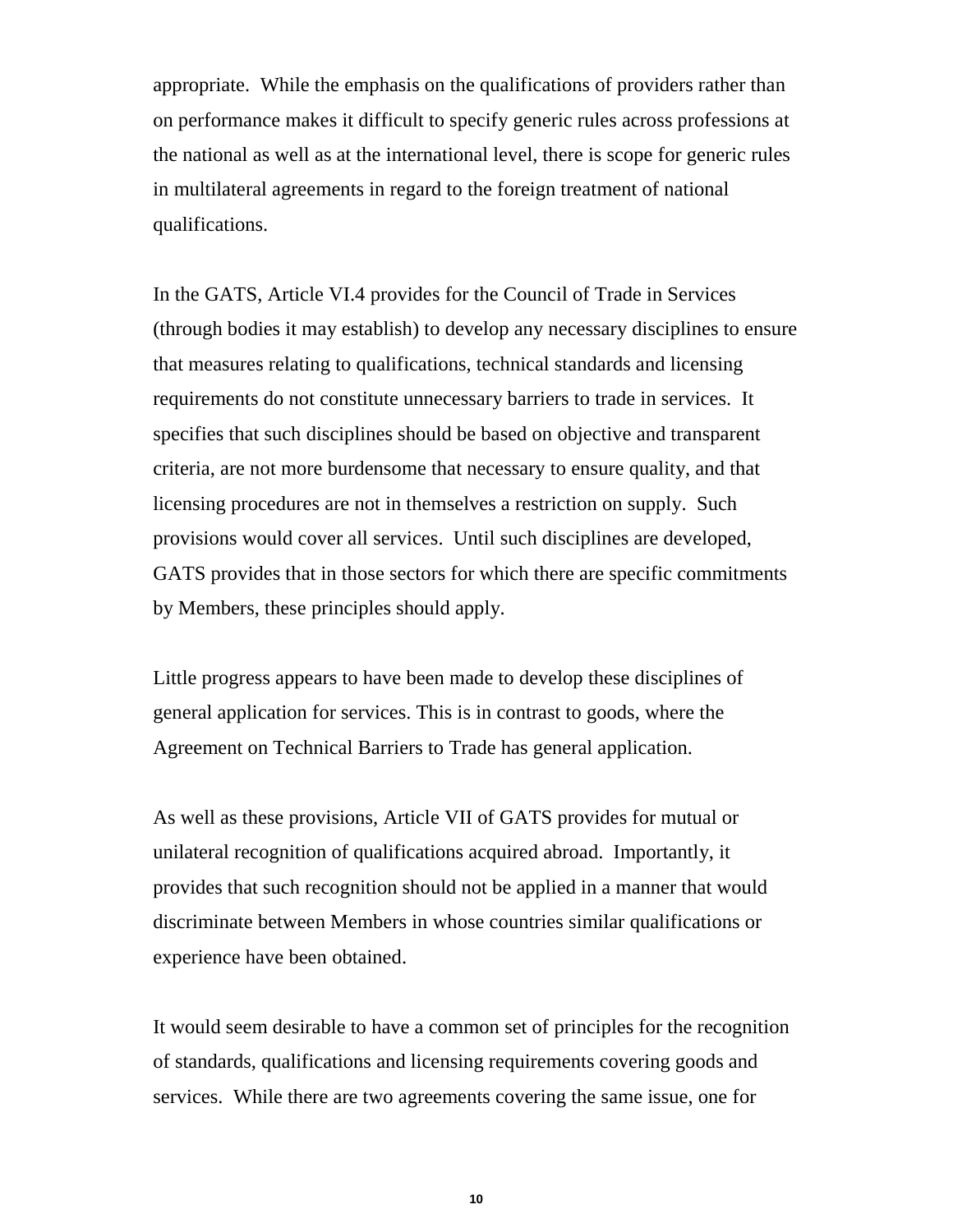appropriate. While the emphasis on the qualifications of providers rather than on performance makes it difficult to specify generic rules across professions at the national as well as at the international level, there is scope for generic rules in multilateral agreements in regard to the foreign treatment of national qualifications.

In the GATS, Article VI.4 provides for the Council of Trade in Services (through bodies it may establish) to develop any necessary disciplines to ensure that measures relating to qualifications, technical standards and licensing requirements do not constitute unnecessary barriers to trade in services. It specifies that such disciplines should be based on objective and transparent criteria, are not more burdensome that necessary to ensure quality, and that licensing procedures are not in themselves a restriction on supply. Such provisions would cover all services. Until such disciplines are developed, GATS provides that in those sectors for which there are specific commitments by Members, these principles should apply.

Little progress appears to have been made to develop these disciplines of general application for services. This is in contrast to goods, where the Agreement on Technical Barriers to Trade has general application.

As well as these provisions, Article VII of GATS provides for mutual or unilateral recognition of qualifications acquired abroad. Importantly, it provides that such recognition should not be applied in a manner that would discriminate between Members in whose countries similar qualifications or experience have been obtained.

It would seem desirable to have a common set of principles for the recognition of standards, qualifications and licensing requirements covering goods and services. While there are two agreements covering the same issue, one for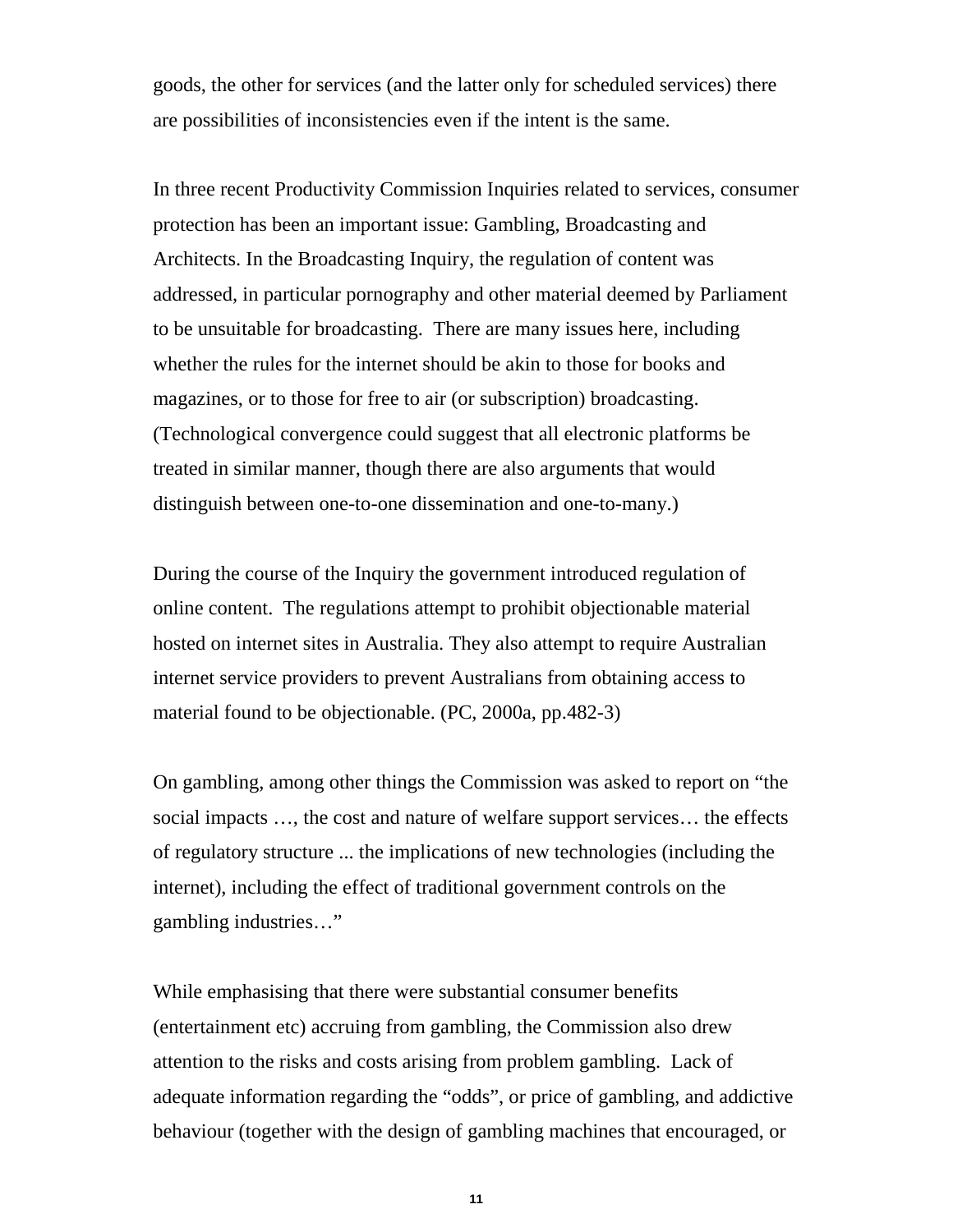goods, the other for services (and the latter only for scheduled services) there are possibilities of inconsistencies even if the intent is the same.

In three recent Productivity Commission Inquiries related to services, consumer protection has been an important issue: Gambling, Broadcasting and Architects. In the Broadcasting Inquiry, the regulation of content was addressed, in particular pornography and other material deemed by Parliament to be unsuitable for broadcasting. There are many issues here, including whether the rules for the internet should be akin to those for books and magazines, or to those for free to air (or subscription) broadcasting. (Technological convergence could suggest that all electronic platforms be treated in similar manner, though there are also arguments that would distinguish between one-to-one dissemination and one-to-many.)

During the course of the Inquiry the government introduced regulation of online content. The regulations attempt to prohibit objectionable material hosted on internet sites in Australia. They also attempt to require Australian internet service providers to prevent Australians from obtaining access to material found to be objectionable. (PC, 2000a, pp.482-3)

On gambling, among other things the Commission was asked to report on "the social impacts …, the cost and nature of welfare support services… the effects of regulatory structure ... the implications of new technologies (including the internet), including the effect of traditional government controls on the gambling industries…"

While emphasising that there were substantial consumer benefits (entertainment etc) accruing from gambling, the Commission also drew attention to the risks and costs arising from problem gambling. Lack of adequate information regarding the "odds", or price of gambling, and addictive behaviour (together with the design of gambling machines that encouraged, or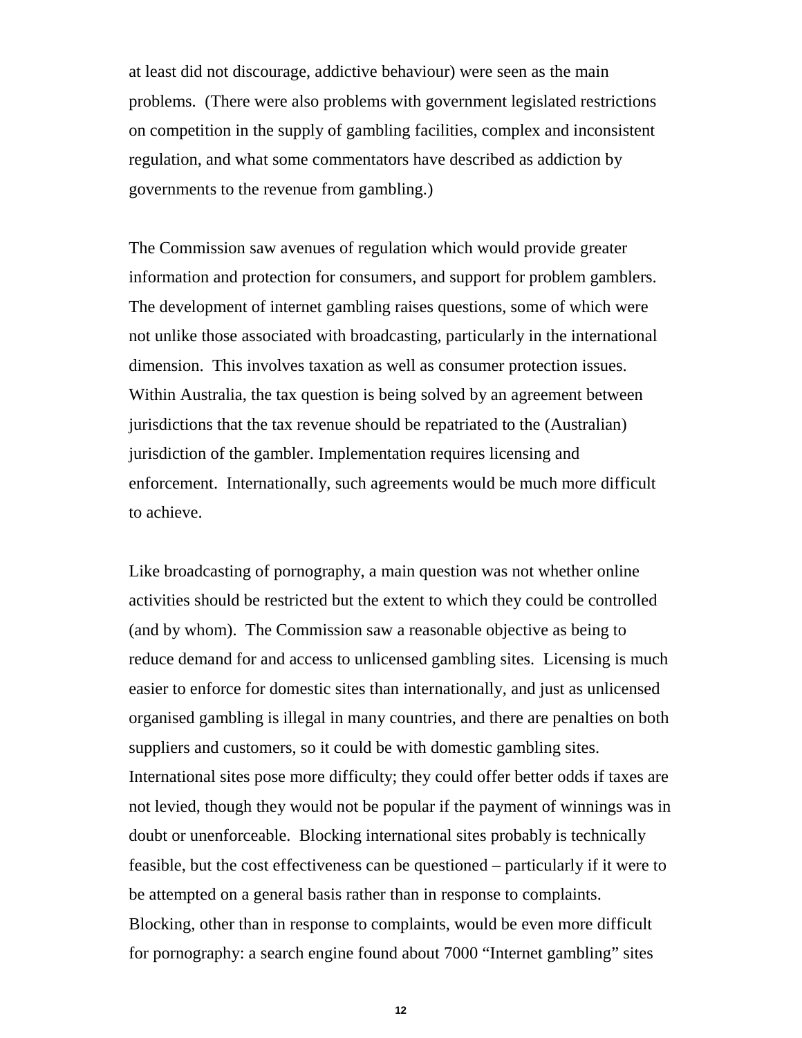at least did not discourage, addictive behaviour) were seen as the main problems. (There were also problems with government legislated restrictions on competition in the supply of gambling facilities, complex and inconsistent regulation, and what some commentators have described as addiction by governments to the revenue from gambling.)

The Commission saw avenues of regulation which would provide greater information and protection for consumers, and support for problem gamblers. The development of internet gambling raises questions, some of which were not unlike those associated with broadcasting, particularly in the international dimension. This involves taxation as well as consumer protection issues. Within Australia, the tax question is being solved by an agreement between jurisdictions that the tax revenue should be repatriated to the (Australian) jurisdiction of the gambler. Implementation requires licensing and enforcement. Internationally, such agreements would be much more difficult to achieve.

Like broadcasting of pornography, a main question was not whether online activities should be restricted but the extent to which they could be controlled (and by whom). The Commission saw a reasonable objective as being to reduce demand for and access to unlicensed gambling sites. Licensing is much easier to enforce for domestic sites than internationally, and just as unlicensed organised gambling is illegal in many countries, and there are penalties on both suppliers and customers, so it could be with domestic gambling sites. International sites pose more difficulty; they could offer better odds if taxes are not levied, though they would not be popular if the payment of winnings was in doubt or unenforceable. Blocking international sites probably is technically feasible, but the cost effectiveness can be questioned – particularly if it were to be attempted on a general basis rather than in response to complaints. Blocking, other than in response to complaints, would be even more difficult for pornography: a search engine found about 7000 "Internet gambling" sites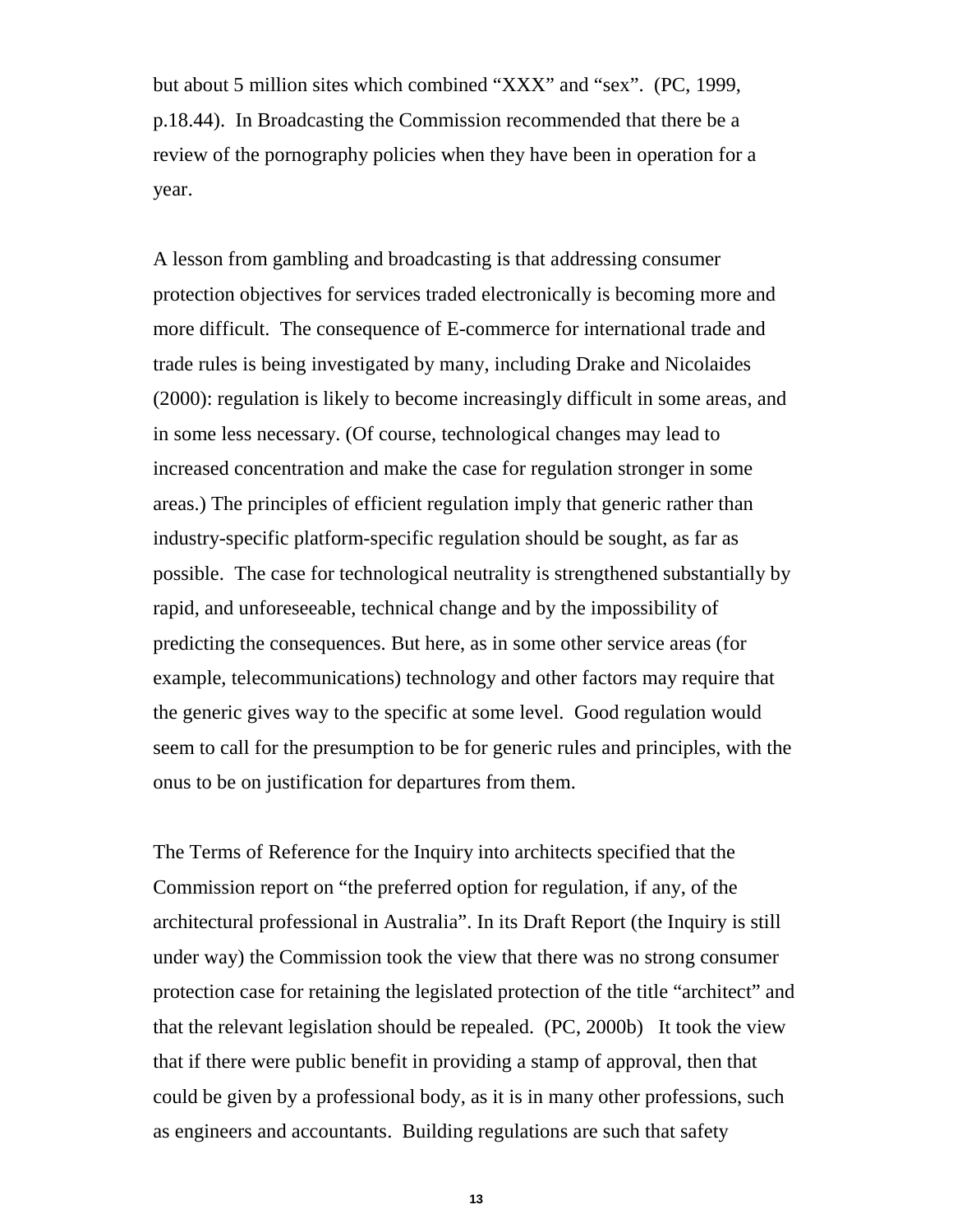but about 5 million sites which combined “XXX” and “sex”. (PC, 1999, p.18.44). In Broadcasting the Commission recommended that there be a review of the pornography policies when they have been in operation for a year.

A lesson from gambling and broadcasting is that addressing consumer protection objectives for services traded electronically is becoming more and more difficult. The consequence of E-commerce for international trade and trade rules is being investigated by many, including Drake and Nicolaides (2000): regulation is likely to become increasingly difficult in some areas, and in some less necessary. (Of course, technological changes may lead to increased concentration and make the case for regulation stronger in some areas.) The principles of efficient regulation imply that generic rather than industry-specific platform-specific regulation should be sought, as far as possible. The case for technological neutrality is strengthened substantially by rapid, and unforeseeable, technical change and by the impossibility of predicting the consequences. But here, as in some other service areas (for example, telecommunications) technology and other factors may require that the generic gives way to the specific at some level. Good regulation would seem to call for the presumption to be for generic rules and principles, with the onus to be on justification for departures from them.

The Terms of Reference for the Inquiry into architects specified that the Commission report on “the preferred option for regulation, if any, of the architectural professional in Australia”. In its Draft Report (the Inquiry is still under way) the Commission took the view that there was no strong consumer protection case for retaining the legislated protection of the title “architect” and that the relevant legislation should be repealed. (PC, 2000b) It took the view that if there were public benefit in providing a stamp of approval, then that could be given by a professional body, as it is in many other professions, such as engineers and accountants. Building regulations are such that safety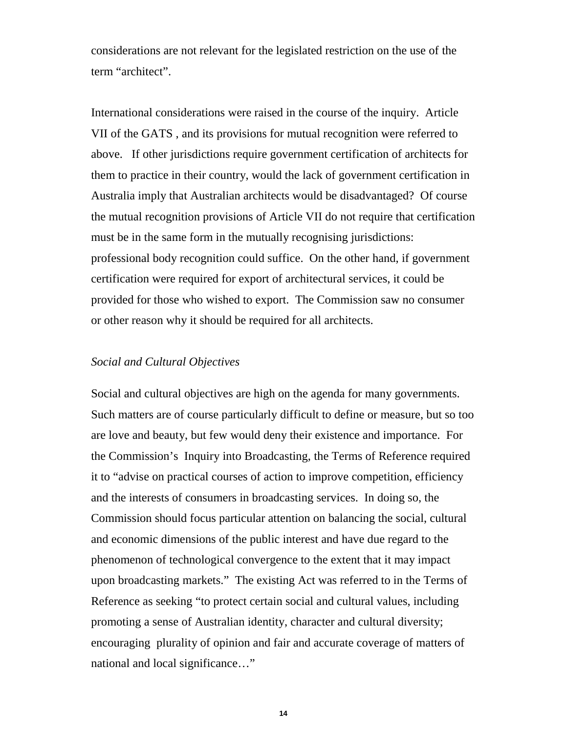considerations are not relevant for the legislated restriction on the use of the term “architect”.

International considerations were raised in the course of the inquiry. Article VII of the GATS , and its provisions for mutual recognition were referred to above. If other jurisdictions require government certification of architects for them to practice in their country, would the lack of government certification in Australia imply that Australian architects would be disadvantaged? Of course the mutual recognition provisions of Article VII do not require that certification must be in the same form in the mutually recognising jurisdictions: professional body recognition could suffice. On the other hand, if government certification were required for export of architectural services, it could be provided for those who wished to export. The Commission saw no consumer or other reason why it should be required for all architects.

*Social and Cultural Objectives*

Social and cultural objectives are high on the agenda for many governments. Such matters are of course particularly difficult to define or measure, but so too are love and beauty, but few would deny their existence and importance. For the Commission’s Inquiry into Broadcasting, the Terms of Reference required it to “advise on practical courses of action to improve competition, efficiency and the interests of consumers in broadcasting services. In doing so, the Commission should focus particular attention on balancing the social, cultural and economic dimensions of the public interest and have due regard to the phenomenon of technological convergence to the extent that it may impact upon broadcasting markets.” The existing Act was referred to in the Terms of Reference as seeking “to protect certain social and cultural values, including promoting a sense of Australian identity, character and cultural diversity; encouraging plurality of opinion and fair and accurate coverage of matters of national and local significance…”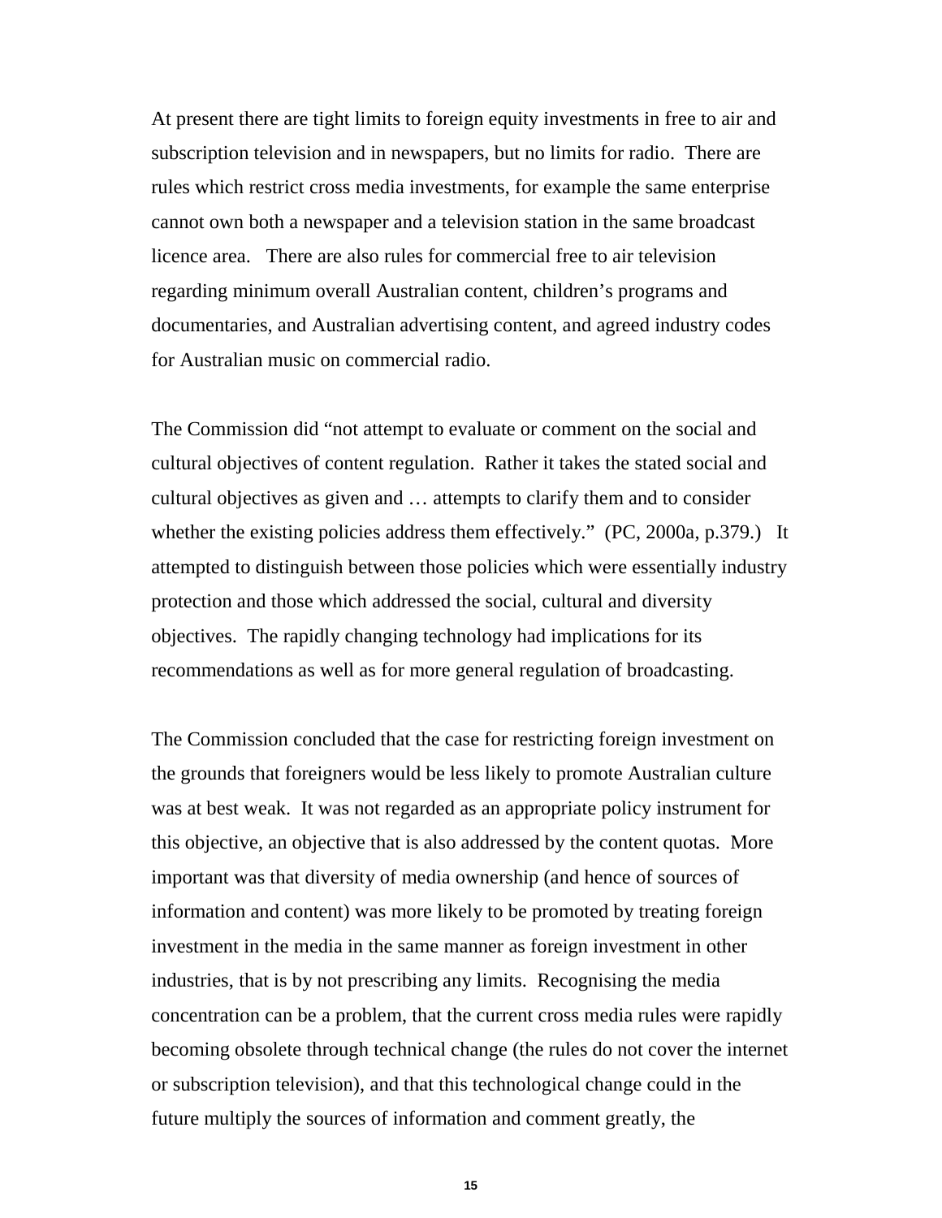At present there are tight limits to foreign equity investments in free to air and subscription television and in newspapers, but no limits for radio. There are rules which restrict cross media investments, for example the same enterprise cannot own both a newspaper and a television station in the same broadcast licence area. There are also rules for commercial free to air television regarding minimum overall Australian content, children's programs and documentaries, and Australian advertising content, and agreed industry codes for Australian music on commercial radio.

The Commission did "not attempt to evaluate or comment on the social and cultural objectives of content regulation. Rather it takes the stated social and cultural objectives as given and … attempts to clarify them and to consider whether the existing policies address them effectively." (PC, 2000a, p.379.) It attempted to distinguish between those policies which were essentially industry protection and those which addressed the social, cultural and diversity objectives. The rapidly changing technology had implications for its recommendations as well as for more general regulation of broadcasting.

The Commission concluded that the case for restricting foreign investment on the grounds that foreigners would be less likely to promote Australian culture was at best weak. It was not regarded as an appropriate policy instrument for this objective, an objective that is also addressed by the content quotas. More important was that diversity of media ownership (and hence of sources of information and content) was more likely to be promoted by treating foreign investment in the media in the same manner as foreign investment in other industries, that is by not prescribing any limits. Recognising the media concentration can be a problem, that the current cross media rules were rapidly becoming obsolete through technical change (the rules do not cover the internet or subscription television), and that this technological change could in the future multiply the sources of information and comment greatly, the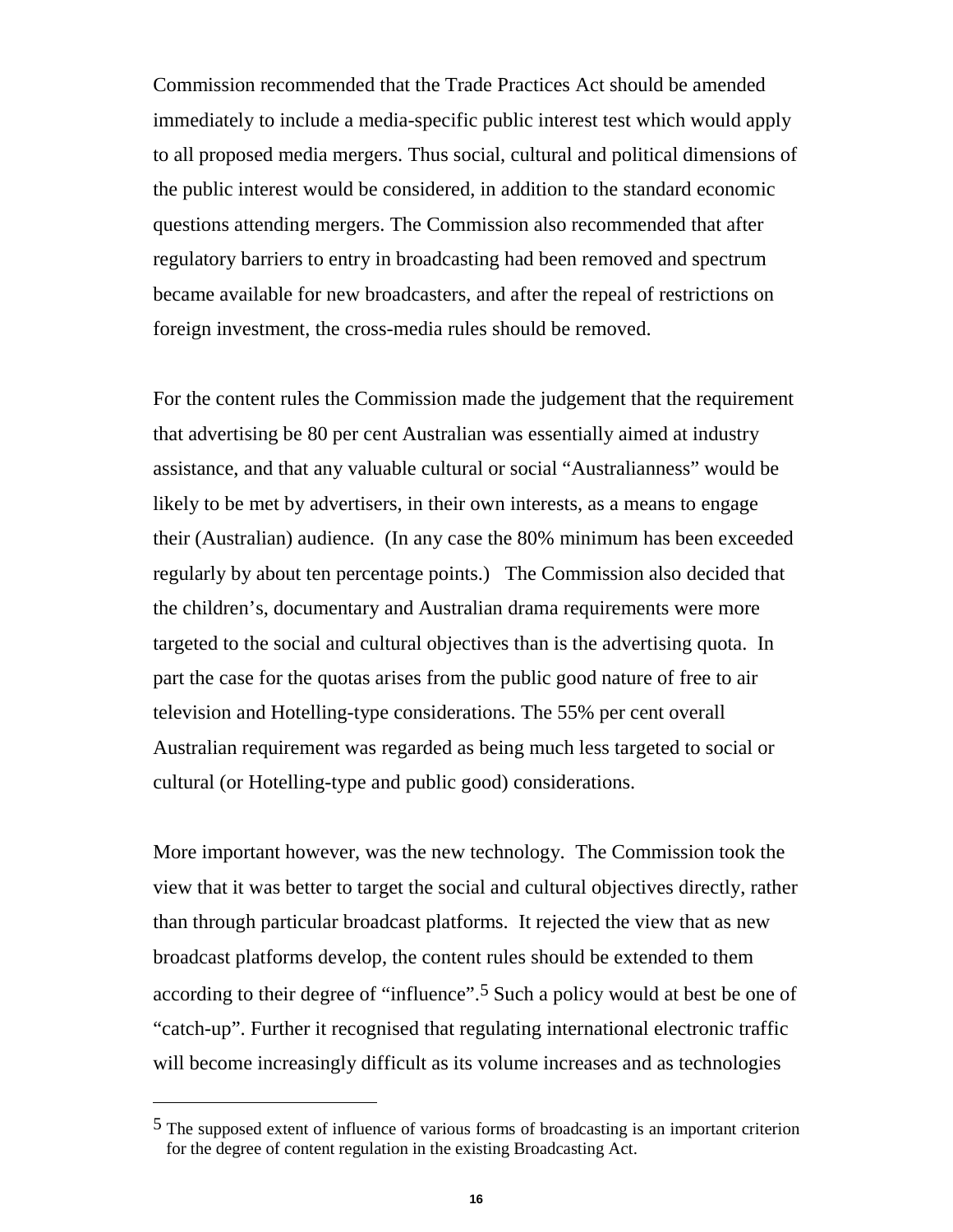Commission recommended that the Trade Practices Act should be amended immediately to include a media-specific public interest test which would apply to all proposed media mergers. Thus social, cultural and political dimensions of the public interest would be considered, in addition to the standard economic questions attending mergers. The Commission also recommended that after regulatory barriers to entry in broadcasting had been removed and spectrum became available for new broadcasters, and after the repeal of restrictions on foreign investment, the cross-media rules should be removed.

For the content rules the Commission made the judgement that the requirement that advertising be 80 per cent Australian was essentially aimed at industry assistance, and that any valuable cultural or social "Australianness" would be likely to be met by advertisers, in their own interests, as a means to engage their (Australian) audience. (In any case the 80% minimum has been exceeded regularly by about ten percentage points.) The Commission also decided that the children's, documentary and Australian drama requirements were more targeted to the social and cultural objectives than is the advertising quota. In part the case for the quotas arises from the public good nature of free to air television and Hotelling-type considerations. The 55% per cent overall Australian requirement was regarded as being much less targeted to social or cultural (or Hotelling-type and public good) considerations.

More important however, was the new technology. The Commission took the view that it was better to target the social and cultural objectives directly, rather than through particular broadcast platforms. It rejected the view that as new broadcast platforms develop, the content rules should be extended to them according to their degree of "influence".[5] Such a policy would at best be one of "catch-up". Further it recognised that regulating international electronic traffic will become increasingly difficult as its volume increases and as technologies

---

[5] The supposed extent of influence of various forms of broadcasting is an important criterion for the degree of content regulation in the existing Broadcasting Act.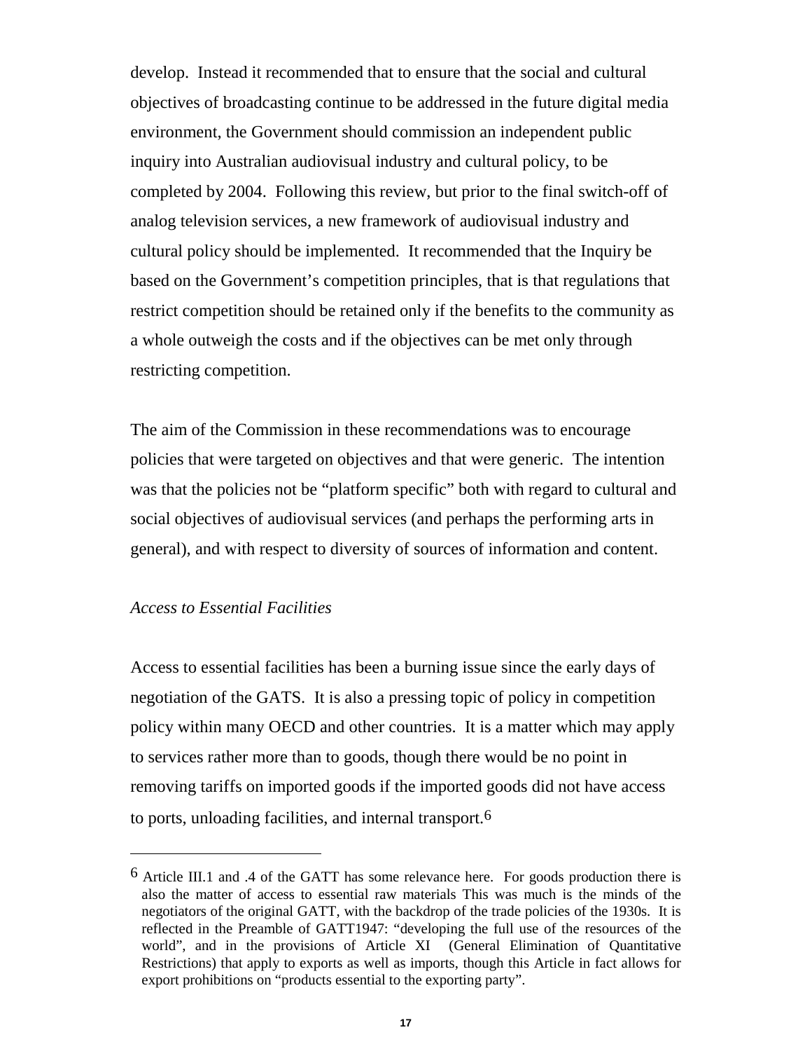develop. Instead it recommended that to ensure that the social and cultural objectives of broadcasting continue to be addressed in the future digital media environment, the Government should commission an independent public inquiry into Australian audiovisual industry and cultural policy, to be completed by 2004. Following this review, but prior to the final switch-off of analog television services, a new framework of audiovisual industry and cultural policy should be implemented. It recommended that the Inquiry be based on the Government's competition principles, that is that regulations that restrict competition should be retained only if the benefits to the community as a whole outweigh the costs and if the objectives can be met only through restricting competition.

The aim of the Commission in these recommendations was to encourage policies that were targeted on objectives and that were generic. The intention was that the policies not be "platform specific" both with regard to cultural and social objectives of audiovisual services (and perhaps the performing arts in general), and with respect to diversity of sources of information and content.

*Access to Essential Facilities*

Access to essential facilities has been a burning issue since the early days of negotiation of the GATS. It is also a pressing topic of policy in competition policy within many OECD and other countries. It is a matter which may apply to services rather more than to goods, though there would be no point in removing tariffs on imported goods if the imported goods did not have access to ports, unloading facilities, and internal transport.[6]

---

[6] Article III.1 and .4 of the GATT has some relevance here. For goods production there is also the matter of access to essential raw materials This was much is the minds of the negotiators of the original GATT, with the backdrop of the trade policies of the 1930s. It is reflected in the Preamble of GATT1947: "developing the full use of the resources of the world", and in the provisions of Article XI (General Elimination of Quantitative Restrictions) that apply to exports as well as imports, though this Article in fact allows for export prohibitions on "products essential to the exporting party".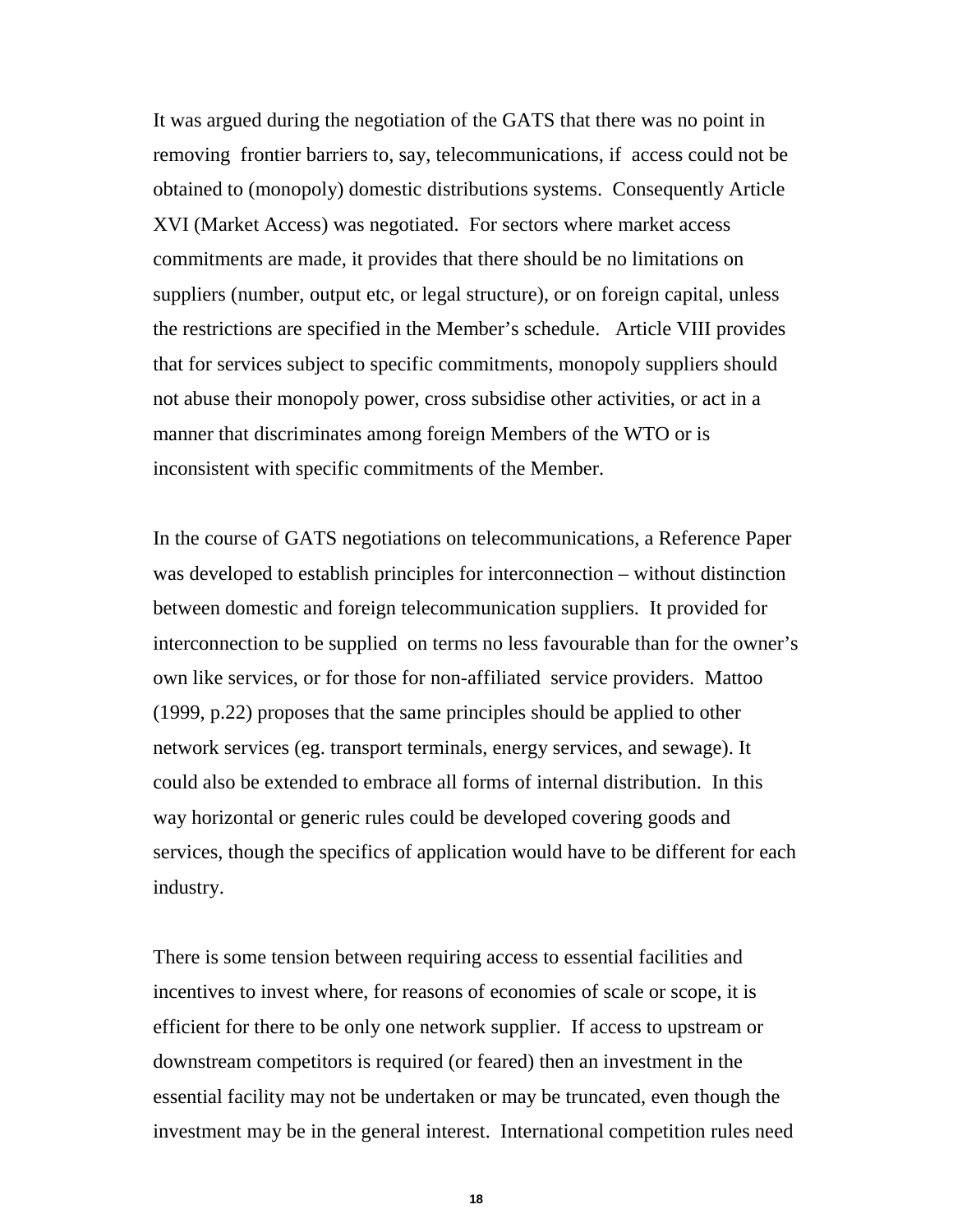It was argued during the negotiation of the GATS that there was no point in removing frontier barriers to, say, telecommunications, if access could not be obtained to (monopoly) domestic distributions systems. Consequently Article XVI (Market Access) was negotiated. For sectors where market access commitments are made, it provides that there should be no limitations on suppliers (number, output etc, or legal structure), or on foreign capital, unless the restrictions are specified in the Member's schedule. Article VIII provides that for services subject to specific commitments, monopoly suppliers should not abuse their monopoly power, cross subsidise other activities, or act in a manner that discriminates among foreign Members of the WTO or is inconsistent with specific commitments of the Member.

In the course of GATS negotiations on telecommunications, a Reference Paper was developed to establish principles for interconnection – without distinction between domestic and foreign telecommunication suppliers. It provided for interconnection to be supplied on terms no less favourable than for the owner's own like services, or for those for non-affiliated service providers. Mattoo (1999, p.22) proposes that the same principles should be applied to other network services (eg. transport terminals, energy services, and sewage). It could also be extended to embrace all forms of internal distribution. In this way horizontal or generic rules could be developed covering goods and services, though the specifics of application would have to be different for each industry.

There is some tension between requiring access to essential facilities and incentives to invest where, for reasons of economies of scale or scope, it is efficient for there to be only one network supplier. If access to upstream or downstream competitors is required (or feared) then an investment in the essential facility may not be undertaken or may be truncated, even though the investment may be in the general interest. International competition rules need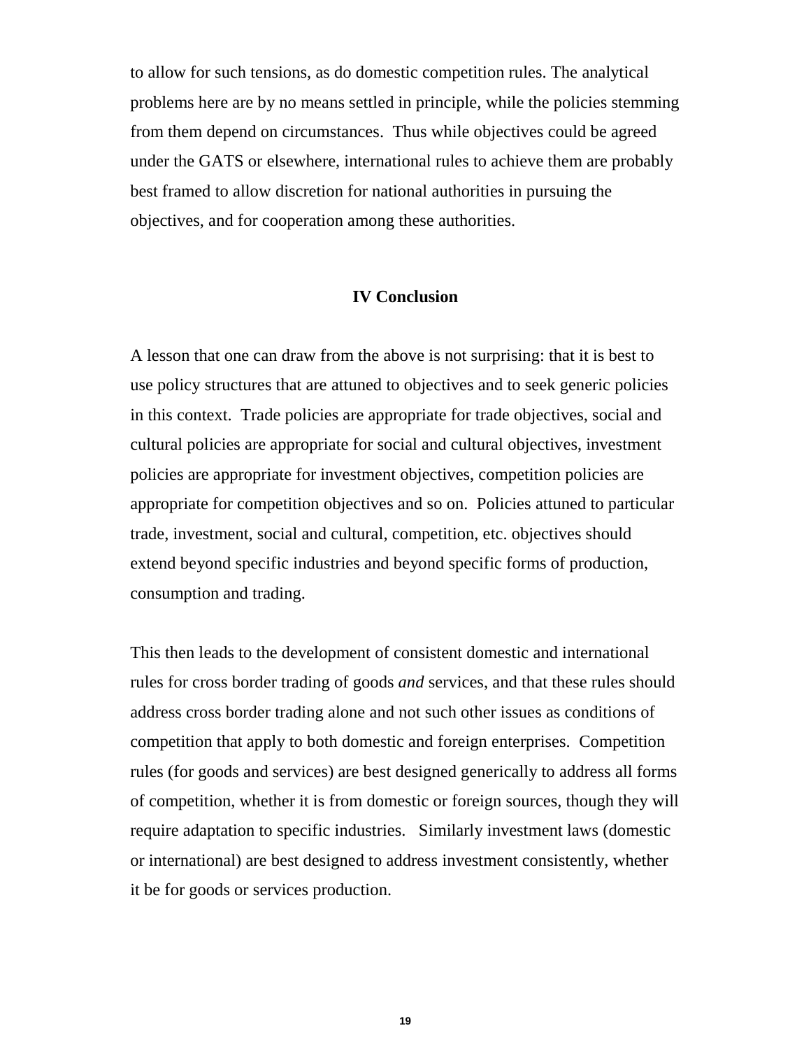to allow for such tensions, as do domestic competition rules. The analytical problems here are by no means settled in principle, while the policies stemming from them depend on circumstances. Thus while objectives could be agreed under the GATS or elsewhere, international rules to achieve them are probably best framed to allow discretion for national authorities in pursuing the objectives, and for cooperation among these authorities.

## IV Conclusion

A lesson that one can draw from the above is not surprising: that it is best to use policy structures that are attuned to objectives and to seek generic policies in this context. Trade policies are appropriate for trade objectives, social and cultural policies are appropriate for social and cultural objectives, investment policies are appropriate for investment objectives, competition policies are appropriate for competition objectives and so on. Policies attuned to particular trade, investment, social and cultural, competition, etc. objectives should extend beyond specific industries and beyond specific forms of production, consumption and trading.

This then leads to the development of consistent domestic and international rules for cross border trading of goods *and* services, and that these rules should address cross border trading alone and not such other issues as conditions of competition that apply to both domestic and foreign enterprises. Competition rules (for goods and services) are best designed generically to address all forms of competition, whether it is from domestic or foreign sources, though they will require adaptation to specific industries. Similarly investment laws (domestic or international) are best designed to address investment consistently, whether it be for goods or services production.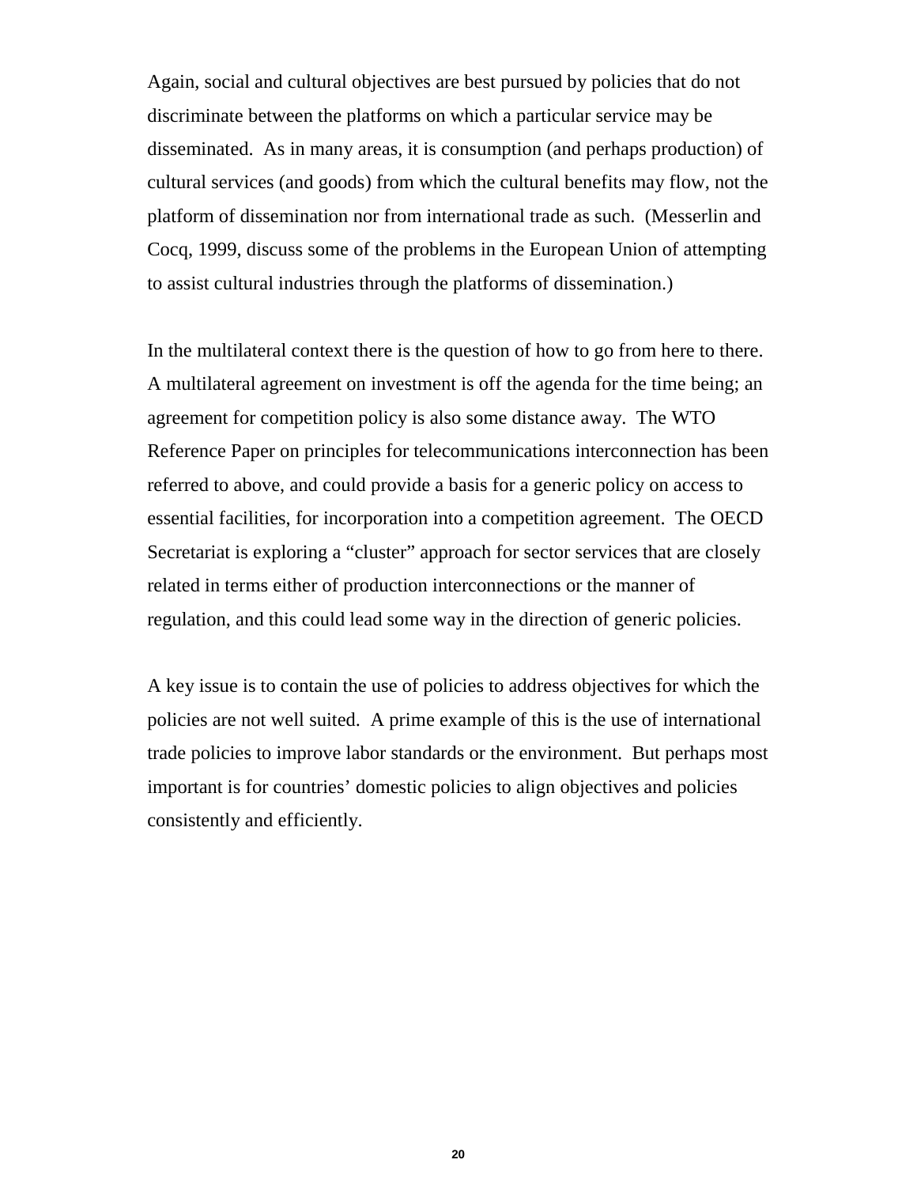Again, social and cultural objectives are best pursued by policies that do not discriminate between the platforms on which a particular service may be disseminated. As in many areas, it is consumption (and perhaps production) of cultural services (and goods) from which the cultural benefits may flow, not the platform of dissemination nor from international trade as such. (Messerlin and Cocq, 1999, discuss some of the problems in the European Union of attempting to assist cultural industries through the platforms of dissemination.)

In the multilateral context there is the question of how to go from here to there. A multilateral agreement on investment is off the agenda for the time being; an agreement for competition policy is also some distance away. The WTO Reference Paper on principles for telecommunications interconnection has been referred to above, and could provide a basis for a generic policy on access to essential facilities, for incorporation into a competition agreement. The OECD Secretariat is exploring a "cluster" approach for sector services that are closely related in terms either of production interconnections or the manner of regulation, and this could lead some way in the direction of generic policies.

A key issue is to contain the use of policies to address objectives for which the policies are not well suited. A prime example of this is the use of international trade policies to improve labor standards or the environment. But perhaps most important is for countries' domestic policies to align objectives and policies consistently and efficiently.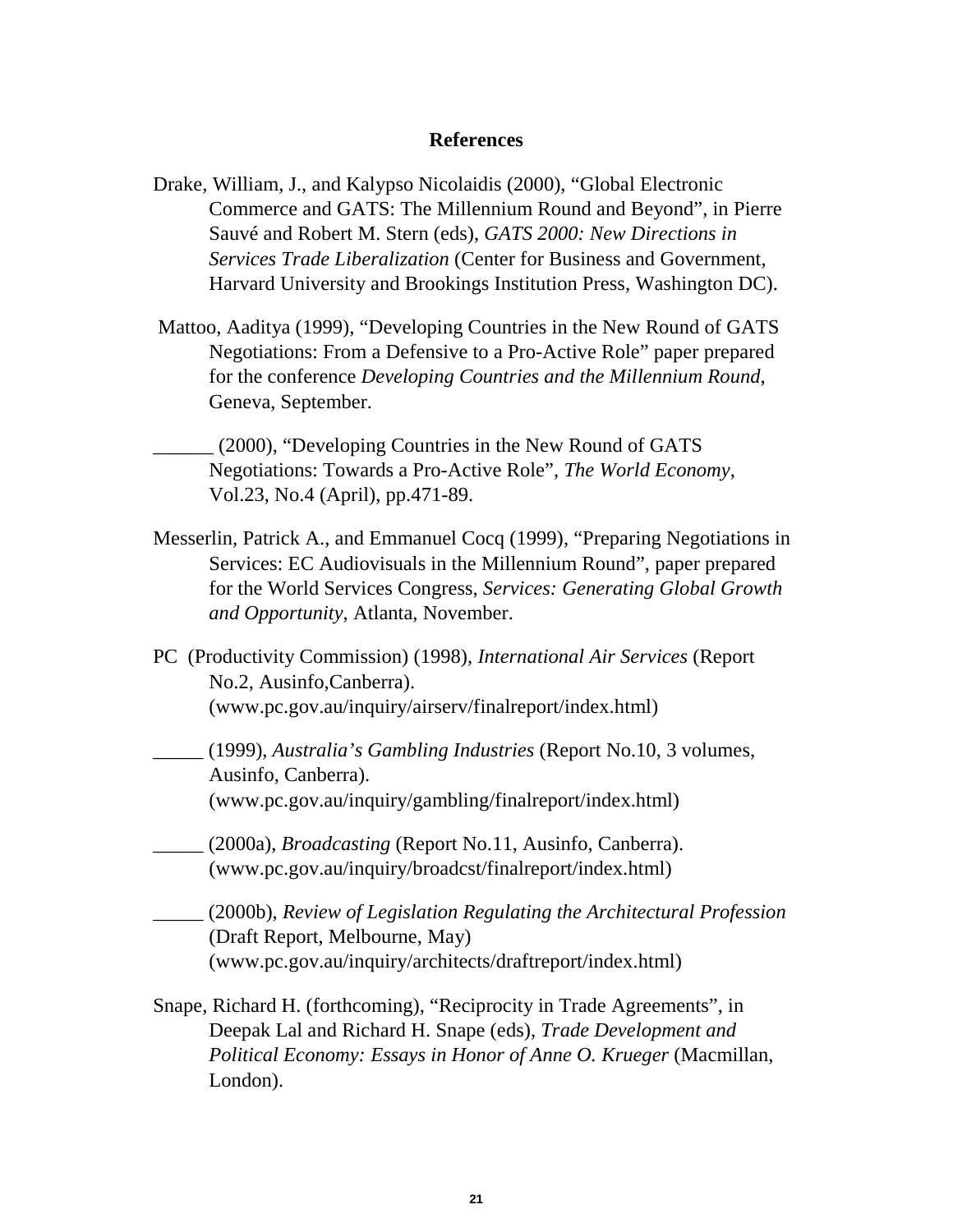## References

Drake, William, J., and Kalypso Nicolaidis (2000), "Global Electronic Commerce and GATS: The Millennium Round and Beyond", in Pierre Sauvé and Robert M. Stern (eds), *GATS 2000: New Directions in Services Trade Liberalization* (Center for Business and Government, Harvard University and Brookings Institution Press, Washington DC).

Mattoo, Aaditya (1999), "Developing Countries in the New Round of GATS Negotiations: From a Defensive to a Pro-Active Role" paper prepared for the conference *Developing Countries and the Millennium Round*, Geneva, September.

______ (2000), "Developing Countries in the New Round of GATS Negotiations: Towards a Pro-Active Role", *The World Economy*, Vol.23, No.4 (April), pp.471-89.

Messerlin, Patrick A., and Emmanuel Cocq (1999), "Preparing Negotiations in Services: EC Audiovisuals in the Millennium Round", paper prepared for the World Services Congress, *Services: Generating Global Growth and Opportunity*, Atlanta, November.

PC (Productivity Commission) (1998), *International Air Services* (Report No.2, Ausinfo,Canberra). (www.pc.gov.au/inquiry/airserv/finalreport/index.html)

_____ (1999), *Australia's Gambling Industries* (Report No.10, 3 volumes, Ausinfo, Canberra). (www.pc.gov.au/inquiry/gambling/finalreport/index.html)

_____ (2000a), *Broadcasting* (Report No.11, Ausinfo, Canberra). (www.pc.gov.au/inquiry/broadcst/finalreport/index.html)

_____ (2000b), *Review of Legislation Regulating the Architectural Profession* (Draft Report, Melbourne, May) (www.pc.gov.au/inquiry/architects/draftreport/index.html)

Snape, Richard H. (forthcoming), "Reciprocity in Trade Agreements", in Deepak Lal and Richard H. Snape (eds), *Trade Development and Political Economy: Essays in Honor of Anne O. Krueger* (Macmillan, London).